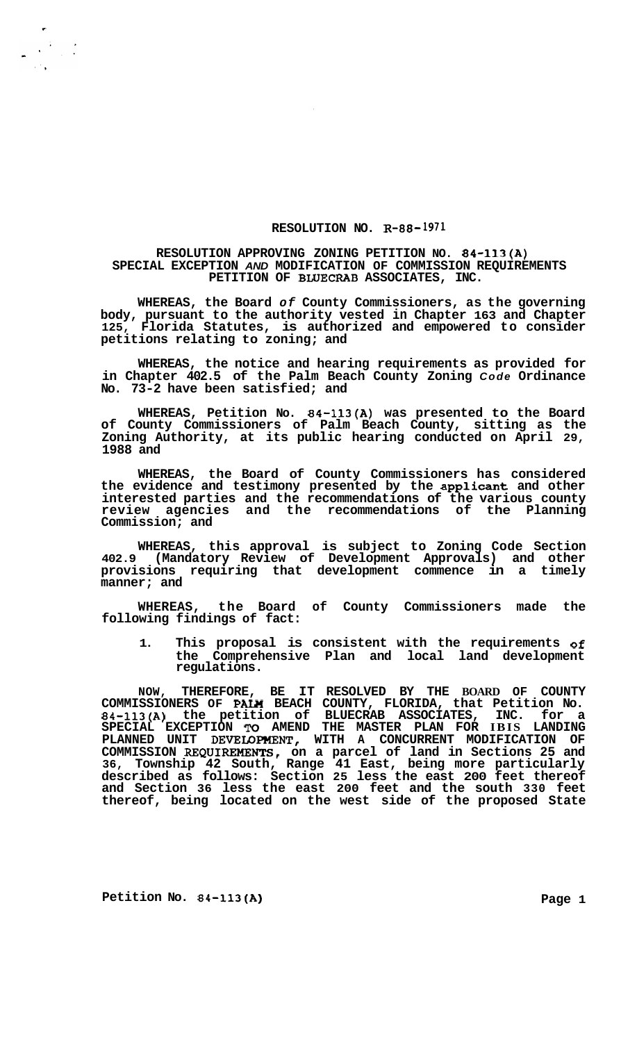# RESOLUTION NO. R-88-1971

## RESOLUTION APPROVING ZONING PETITION NO. 84-113(A) SPECIAL EXCEPTION *AND* MODIFICATION OF COMMISSION REQUIREMENTS PETITION OF BLUECRAB ASSOCIATES, INC.

**WHEREAS, the Board *of* County Commissioners, as the governing body, pursuant to the authority vested in Chapter 163 and Chapter 125, Florida Statutes, is authorized and empowered to consider petitions relating to zoning; and**

**WHEREAS, the notice and hearing requirements as provided for in Chapter 402.5 of the Palm Beach County Zoning *Code* Ordinance No. 73-2 have been satisfied; and**

**WHEREAS, Petition No. 84-113(A) was presented to the Board of County Commissioners of Palm Beach County, sitting as the Zoning Authority, at its public hearing conducted on April 29, 1988 and**

**WHEREAS, the Board of County Commissioners has considered the evidence and testimony presented by the applicant and other interested parties and the recommendations of the various county review agencies and the recommendations of the Planning Commission; and**

**WHEREAS, this approval is subject to Zoning Code Section 402.9 (Mandatory Review of Development Approvals) and other provisions requiring that development commence in a timely manner; and**

**WHEREAS, the Board of County Commissioners made the following findings of fact:**

1. **This proposal is consistent with the requirements of the Comprehensive Plan and local land development regulations.**

**NOW, THEREFORE, BE IT RESOLVED BY THE BOARD OF COUNTY COMMISSIONERS OF PALM BEACH COUNTY, FLORIDA, that Petition No. 84-113(A) the petition of BLUECRAB ASSOCIATES, INC. for a SPECIAL EXCEPTION TO AMEND THE MASTER PLAN FOR IBIS LANDING PLANNED UNIT DEVELOPMENT, WITH A CONCURRENT MODIFICATION OF COMMISSION REQUIREMENTS, on a parcel of land in Sections 25 and 36, Township 42 South, Range 41 East, being more particularly described as follows: Section 25 less the east 200 feet thereof and Section 36 less the east 200 feet and the south 330 feet thereof, being located on the west side of the proposed State**

**Petition No. 84-113(A)**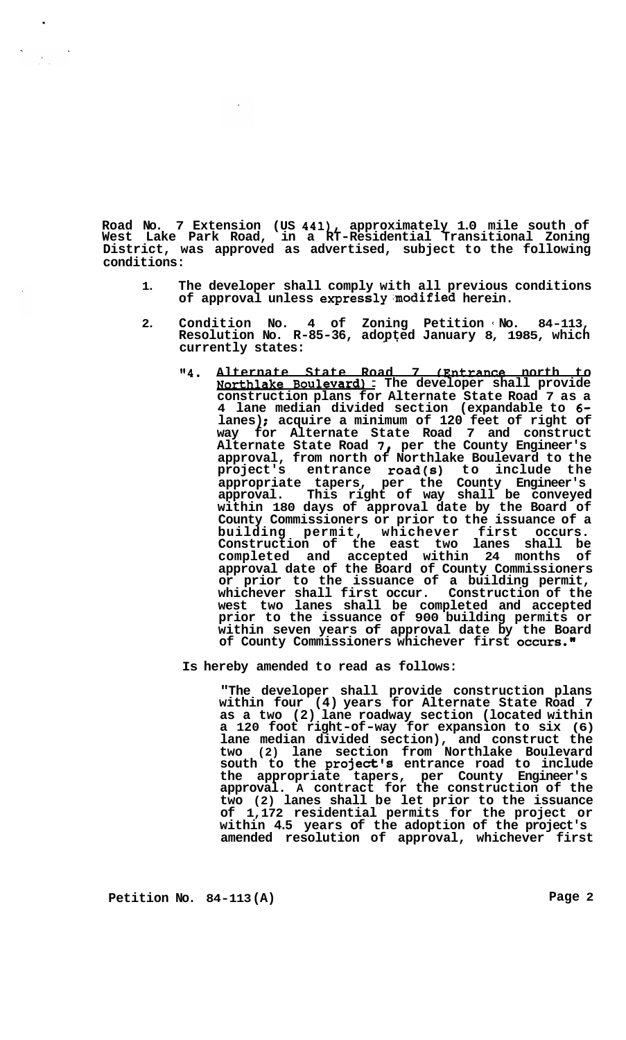**Road No. 7 Extension (US 441), approximately 1.0 mile south of West Lake Park Road, in a RT-Residential Transitional Zoning District, was approved as advertised, subject to the following conditions:**

1. **The developer shall comply with all previous conditions of approval unless expressly modified herein.**

2. **Condition No. 4 of Zoning Petition No. 84-113, Resolution No. R-85-36, adopted January 8, 1985, which currently states:**

   **"4. <u>Alternate State Road 7 (Entrance north to Northlake Boulevard):</u> The developer shall provide construction plans for Alternate State Road 7 as a 4 lane median divided section (expandable to 6-lanes); acquire a minimum of 120 feet of right of way for Alternate State Road 7 and construct Alternate State Road 7, per the County Engineer's approval, from north of Northlake Boulevard to the project's entrance road(s) to include the appropriate tapers, per the County Engineer's approval. This right of way shall be conveyed within 180 days of approval date by the Board of County Commissioners or prior to the issuance of a building permit, whichever first occurs. Construction of the east two lanes shall be completed and accepted within 24 months of approval date of the Board of County Commissioners or prior to the issuance of a building permit, whichever shall first occur. Construction of the west two lanes shall be completed and accepted prior to the issuance of 900 building permits or within seven years of approval date by the Board of County Commissioners whichever first occurs."**

   **Is hereby amended to read as follows:**

   **"The developer shall provide construction plans within four (4) years for Alternate State Road 7 as a two (2) lane roadway section (located within a 120 foot right-of-way for expansion to six (6) lane median divided section), and construct the two (2) lane section from Northlake Boulevard south to the project's entrance road to include the appropriate tapers, per County Engineer's approval. A contract for the construction of the two (2) lanes shall be let prior to the issuance of 1,172 residential permits for the project or within 4.5 years of the adoption of the project's amended resolution of approval, whichever first**

**Petition No. 84-113(A)**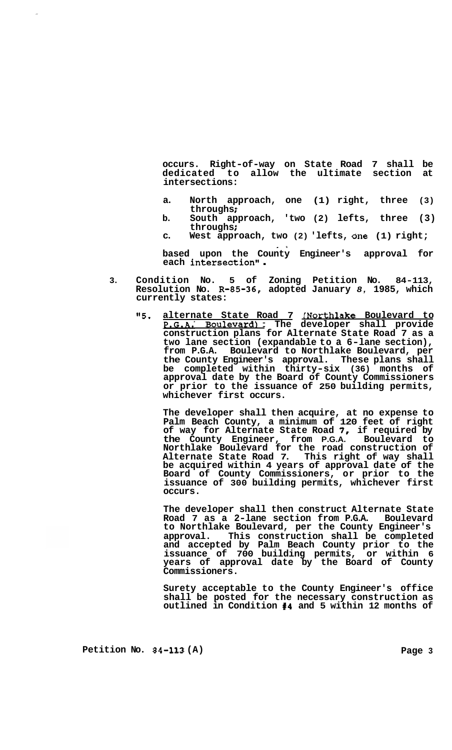occurs. Right-of-way on State Road 7 shall be dedicated to allow the ultimate section at intersections:

a. North approach, one (1) right, three (3) throughs;
b. South approach, 'two (2) lefts, three (3) throughs;
c. West approach, two (2) 'lefts, one (1) right;

based upon the County Engineer's approval for each intersection".

3. Condition No. 5 of Zoning Petition No. 84-113, Resolution No. R-85-36, adopted January 8, 1985, which currently states:

"5. <u>alternate State Road 7 (Northlake Boulevard to P.G.A. Boulevard):</u> The developer shall provide construction plans for Alternate State Road 7 as a two lane section (expandable to a 6-lane section), from P.G.A. Boulevard to Northlake Boulevard, per the County Engineer's approval. These plans shall be completed within thirty-six (36) months of approval date by the Board of County Commissioners or prior to the issuance of 250 building permits, whichever first occurs.

The developer shall then acquire, at no expense to Palm Beach County, a minimum of 120 feet of right of way for Alternate State Road 7, if required by the County Engineer, from P.G.A. Boulevard to Northlake Boulevard for the road construction of Alternate State Road 7. This right of way shall be acquired within 4 years of approval date of the Board of County Commissioners, or prior to the issuance of 300 building permits, whichever first occurs.

The developer shall then construct Alternate State Road 7 as a 2-lane section from P.G.A. Boulevard to Northlake Boulevard, per the County Engineer's approval. This construction shall be completed and accepted by Palm Beach County prior to the issuance of 700 building permits, or within 6 years of approval date by the Board of County Commissioners.

Surety acceptable to the County Engineer's office shall be posted for the necessary construction as outlined in Condition #4 and 5 within 12 months of

Petition No. 84-113 (A)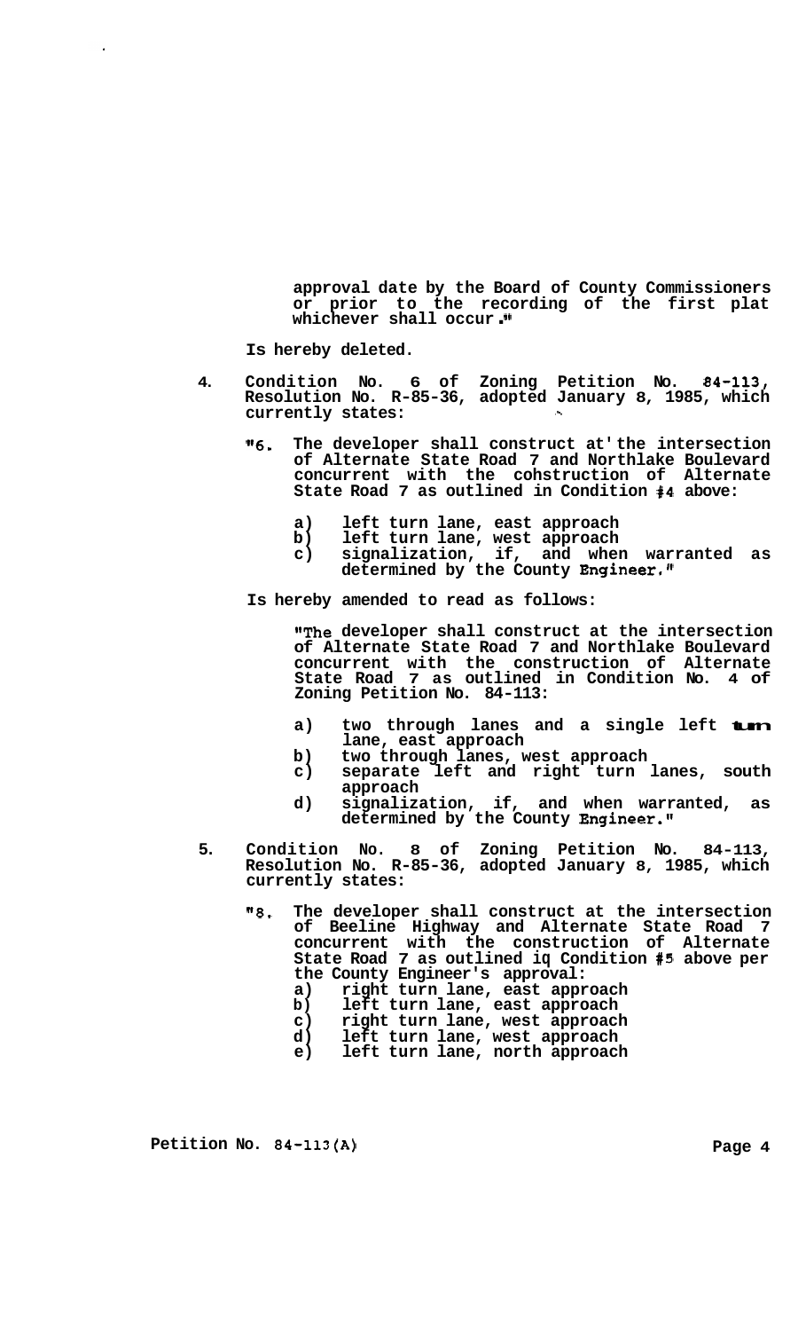approval date by the Board of County Commissioners or prior to the recording of the first plat whichever shall occur."

Is hereby deleted.

4. Condition No. 6 of Zoning Petition No. 84-113, Resolution No. R-85-36, adopted January 8, 1985, which currently states:

   "6. The developer shall construct at'the intersection of Alternate State Road 7 and Northlake Boulevard concurrent with the cohstruction of Alternate State Road 7 as outlined in Condition #4 above:

      a) left turn lane, east approach
      b) left turn lane, west approach
      c) signalization, if, and when warranted as determined by the County Engineer."

   Is hereby amended to read as follows:

   "The developer shall construct at the intersection of Alternate State Road 7 and Northlake Boulevard concurrent with the construction of Alternate State Road 7 as outlined in Condition No. 4 of Zoning Petition No. 84-113:

      a) two through lanes and a single left turn lane, east approach
      b) two through lanes, west approach
      c) separate left and right turn lanes, south approach
      d) signalization, if, and when warranted, as determined by the County Engineer."

5. Condition No. 8 of Zoning Petition No. 84-113, Resolution No. R-85-36, adopted January 8, 1985, which currently states:

   "8. The developer shall construct at the intersection of Beeline Highway and Alternate State Road 7 concurrent with the construction of Alternate State Road 7 as outlined iq Condition #5 above per the County Engineer's approval:

      a) right turn lane, east approach
      b) left turn lane, east approach
      c) right turn lane, west approach
      d) left turn lane, west approach
      e) left turn lane, north approach

Petition No. 84-113(A)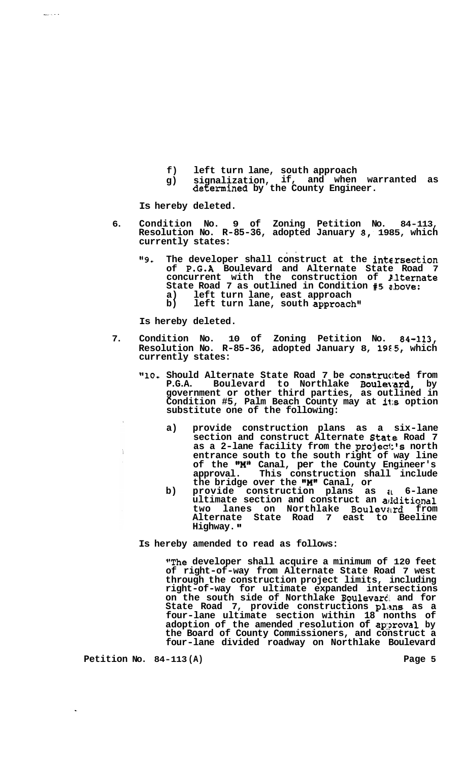f) left turn lane, south approach
g) signalization, if, and when warranted as determined by the County Engineer.

**Is hereby deleted.**

6. **Condition No. 9 of Zoning Petition No. 84-113, Resolution No. R-85-36, adopted January 8, 1985, which currently states:**

   **"9. The developer shall construct at the intersection of P.G.A Boulevard and Alternate State Road 7 concurrent with the construction of Alternate State Road 7 as outlined in Condition #5 above:**
   **a) left turn lane, east approach**
   **b) left turn lane, south approach"**

   **Is hereby deleted.**

7. **Condition No. 10 of Zoning Petition No. 84-113, Resolution No. R-85-36, adopted January 8, 1985, which currently states:**

   **"10. Should Alternate State Road 7 be constructed from P.G.A. Boulevard to Northlake Boulevard, by government or other third parties, as outlined in Condition #5, Palm Beach County may at its option substitute one of the following:**

   **a) provide construction plans as a six-lane section and construct Alternate State Road 7 as a 2-lane facility from the project's north entrance south to the south right of way line of the "M" Canal, per the County Engineer's approval. This construction shall include the bridge over the "M" Canal, or**
   **b) provide construction plans as a 6-lane ultimate section and construct an additional two lanes on Northlake Boulevard from Alternate State Road 7 east to Beeline Highway."**

   **Is hereby amended to read as follows:**

   **"The developer shall acquire a minimum of 120 feet of right-of-way from Alternate State Road 7 west through the construction project limits, including right-of-way for ultimate expanded intersections on the south side of Northlake Boulevard and for State Road 7, provide constructions plans as a four-lane ultimate section within 18 nonths of adoption of the amended resolution of approval by the Board of County Commissioners, and construct a four-lane divided roadway on Northlake Boulevard**

**Petition No. 84-113(A)**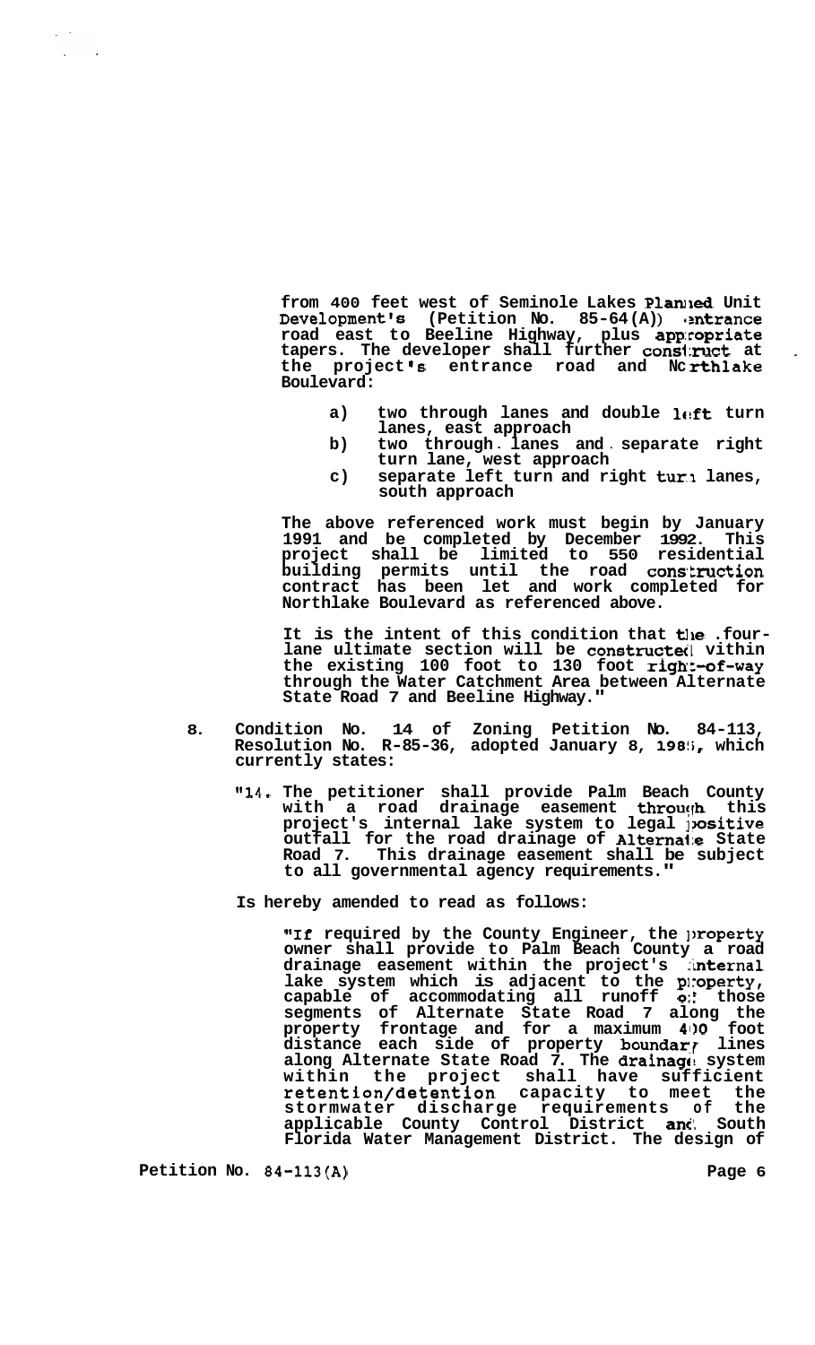**from 400 feet west of Seminole Lakes Planned Unit Development's (Petition No. 85-64(A)) entrance road east to Beeline Highway, plus appropriate tapers. The developer shall further construct at the project's entrance road and Northlake Boulevard:**

> **a) two through lanes and double left turn lanes, east approach**
>
> **b) two through lanes and separate right turn lane, west approach**
>
> **c) separate left turn and right turn lanes, south approach**

**The above referenced work must begin by January 1991 and be completed by December 1992. This project shall be limited to 550 residential building permits until the road construction contract has been let and work completed for Northlake Boulevard as referenced above.**

**It is the intent of this condition that the four-lane ultimate section will be constructed within the existing 100 foot to 130 foot right-of-way through the Water Catchment Area between Alternate State Road 7 and Beeline Highway."**

**8. Condition No. 14 of Zoning Petition No. 84-113, Resolution No. R-85-36, adopted January 8, 1985, which currently states:**

> **"14. The petitioner shall provide Palm Beach County with a road drainage easement through this project's internal lake system to legal positive outfall for the road drainage of Alternate State Road 7. This drainage easement shall be subject to all governmental agency requirements."**

**Is hereby amended to read as follows:**

> **"If required by the County Engineer, the property owner shall provide to Palm Beach County a road drainage easement within the project's internal lake system which is adjacent to the property, capable of accommodating all runoff of those segments of Alternate State Road 7 along the property frontage and for a maximum 400 foot distance each side of property boundary lines along Alternate State Road 7. The drainage system within the project shall have sufficient retention/detention capacity to meet the stormwater discharge requirements of the applicable County Control District and South Florida Water Management District. The design of**

**Petition No. 84-113(A)**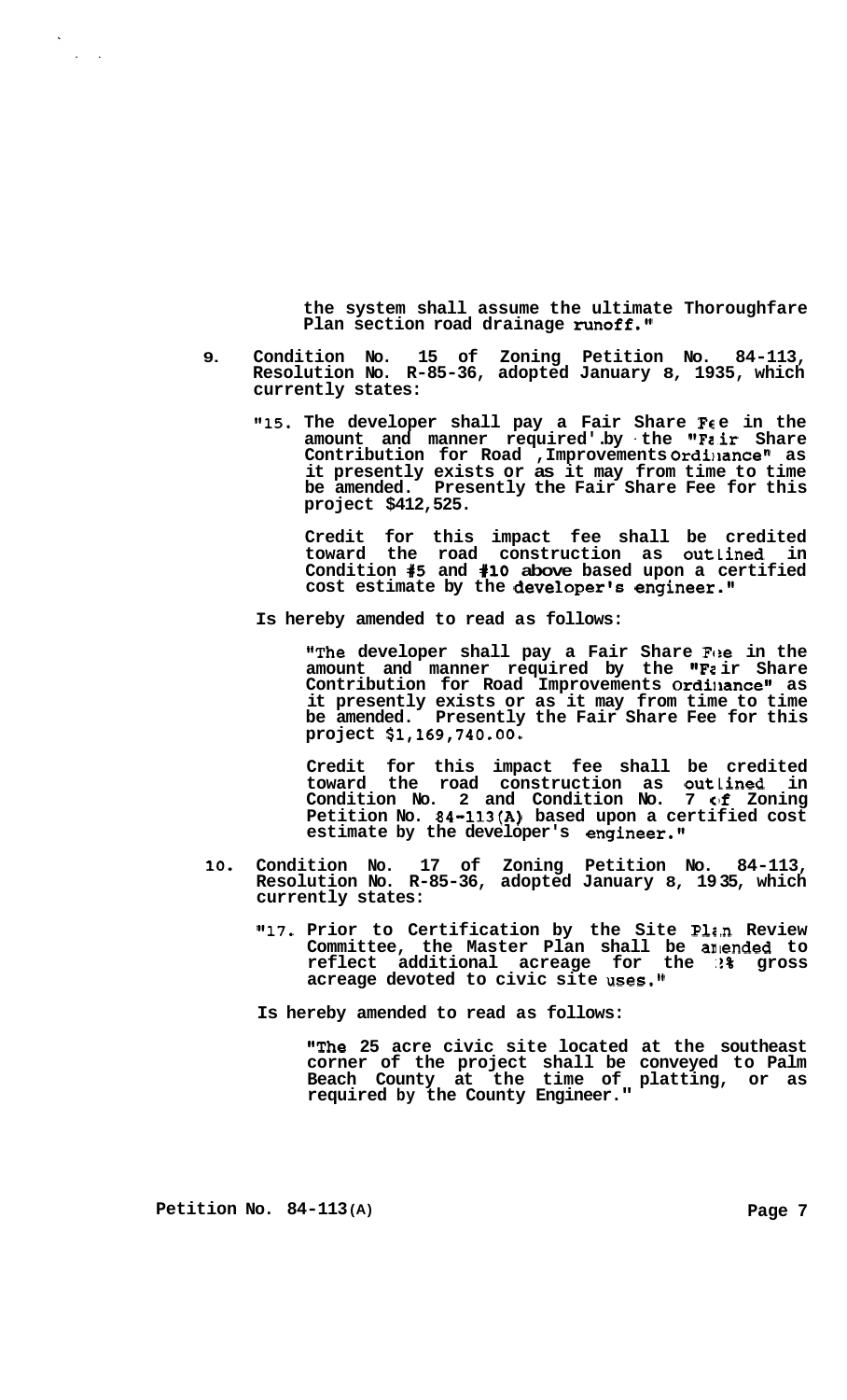the system shall assume the ultimate Thoroughfare Plan section road drainage runoff."

9. Condition No. 15 of Zoning Petition No. 84-113, Resolution No. R-85-36, adopted January 8, 1935, which currently states:

   "15. The developer shall pay a Fair Share Fee in the amount and manner required by the "Fair Share Contribution for Road Improvements Ordinance" as it presently exists or as it may from time to time be amended. Presently the Fair Share Fee for this project $412,525.

   Credit for this impact fee shall be credited toward the road construction as outlined in Condition #5 and #10 above based upon a certified cost estimate by the developer's engineer."

   Is hereby amended to read as follows:

   "The developer shall pay a Fair Share Fee in the amount and manner required by the "Fair Share Contribution for Road Improvements Ordinance" as it presently exists or as it may from time to time be amended. Presently the Fair Share Fee for this project $1,169,740.00.

   Credit for this impact fee shall be credited toward the road construction as outlined in Condition No. 2 and Condition No. 7 of Zoning Petition No. 84-113(A) based upon a certified cost estimate by the developer's engineer."

10. Condition No. 17 of Zoning Petition No. 84-113, Resolution No. R-85-36, adopted January 8, 1935, which currently states:

    "17. Prior to Certification by the Site Plan Review Committee, the Master Plan shall be amended to reflect additional acreage for the 2% gross acreage devoted to civic site uses."

    Is hereby amended to read as follows:

    "The 25 acre civic site located at the southeast corner of the project shall be conveyed to Palm Beach County at the time of platting, or as required by the County Engineer."

Petition No. 84-113(A)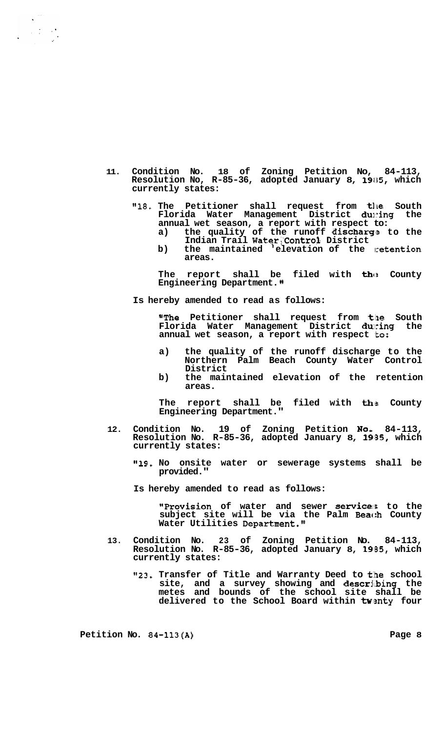11. Condition No. 18 of Zoning Petition No, 84-113, Resolution No, R-85-36, adopted January 8, 1985, which currently states:

    "18. The Petitioner shall request from the South Florida Water Management District during the annual wet season, a report with respect to:
    a) the quality of the runoff discharge to the Indian Trail Water Control District
    b) the maintained elevation of the retention areas.

    The report shall be filed with the County Engineering Department."

    Is hereby amended to read as follows:

    "The Petitioner shall request from the South Florida Water Management District during the annual wet season, a report with respect to:

    a) the quality of the runoff discharge to the Northern Palm Beach County Water Control District
    b) the maintained elevation of the retention areas.

    The report shall be filed with the County Engineering Department."

12. Condition No. 19 of Zoning Petition No. 84-113, Resolution No. R-85-36, adopted January 8, 1985, which currently states:

    "19. No onsite water or sewerage systems shall be provided."

    Is hereby amended to read as follows:

    "Provision of water and sewer services to the subject site will be via the Palm Beach County Water Utilities Department."

13. Condition No. 23 of Zoning Petition No. 84-113, Resolution No. R-85-36, adopted January 8, 1985, which currently states:

    "23. Transfer of Title and Warranty Deed to the school site, and a survey showing and describing the metes and bounds of the school site shall be delivered to the School Board within twenty four

Petition No. 84-113(A)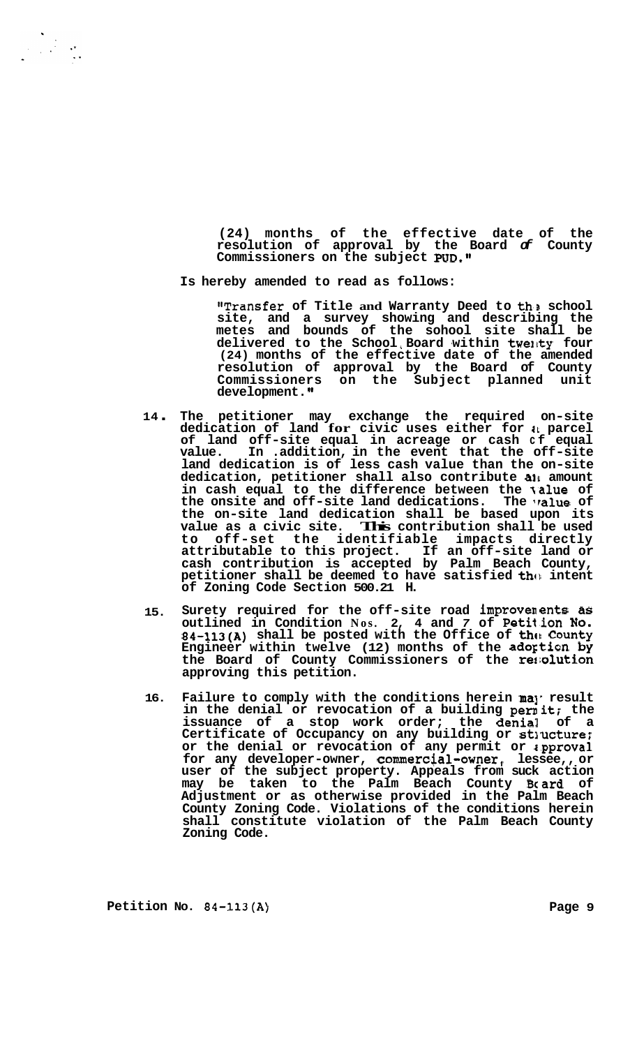(24) months of the effective date of the resolution of approval by the Board of County Commissioners on the subject PUD."

Is hereby amended to read as follows:

"Transfer of Title and Warranty Deed to the school site, and a survey showing and describing the metes and bounds of the sohool site shall be delivered to the School Board within twenty four (24) months of the effective date of the amended resolution of approval by the Board of County Commissioners on the Subject planned unit development."

14. The petitioner may exchange the required on-site dedication of land for civic uses either for a parcel of land off-site equal in acreage or cash of equal value. In addition, in the event that the off-site land dedication is of less cash value than the on-site dedication, petitioner shall also contribute an amount in cash equal to the difference between the value of the onsite and off-site land dedications. The value of the on-site land dedication shall be based upon its value as a civic site. This contribution shall be used to off-set the identifiable impacts directly attributable to this project. If an off-site land or cash contribution is accepted by Palm Beach County, petitioner shall be deemed to have satisfied the intent of Zoning Code Section 500.21 H.

15. Surety required for the off-site road improvements as outlined in Condition Nos. 2, 4 and 7 of Petition No. 84-113(A) shall be posted with the Office of the County Engineer within twelve (12) months of the adoption by the Board of County Commissioners of the resolution approving this petition.

16. Failure to comply with the conditions herein may result in the denial or revocation of a building permit; the issuance of a stop work order; the denial of a Certificate of Occupancy on any building or structure; or the denial or revocation of any permit or approval for any developer-owner, commercial-owner, lessee, or user of the subject property. Appeals from suck action may be taken to the Palm Beach County Board of Adjustment or as otherwise provided in the Palm Beach County Zoning Code. Violations of the conditions herein shall constitute violation of the Palm Beach County Zoning Code.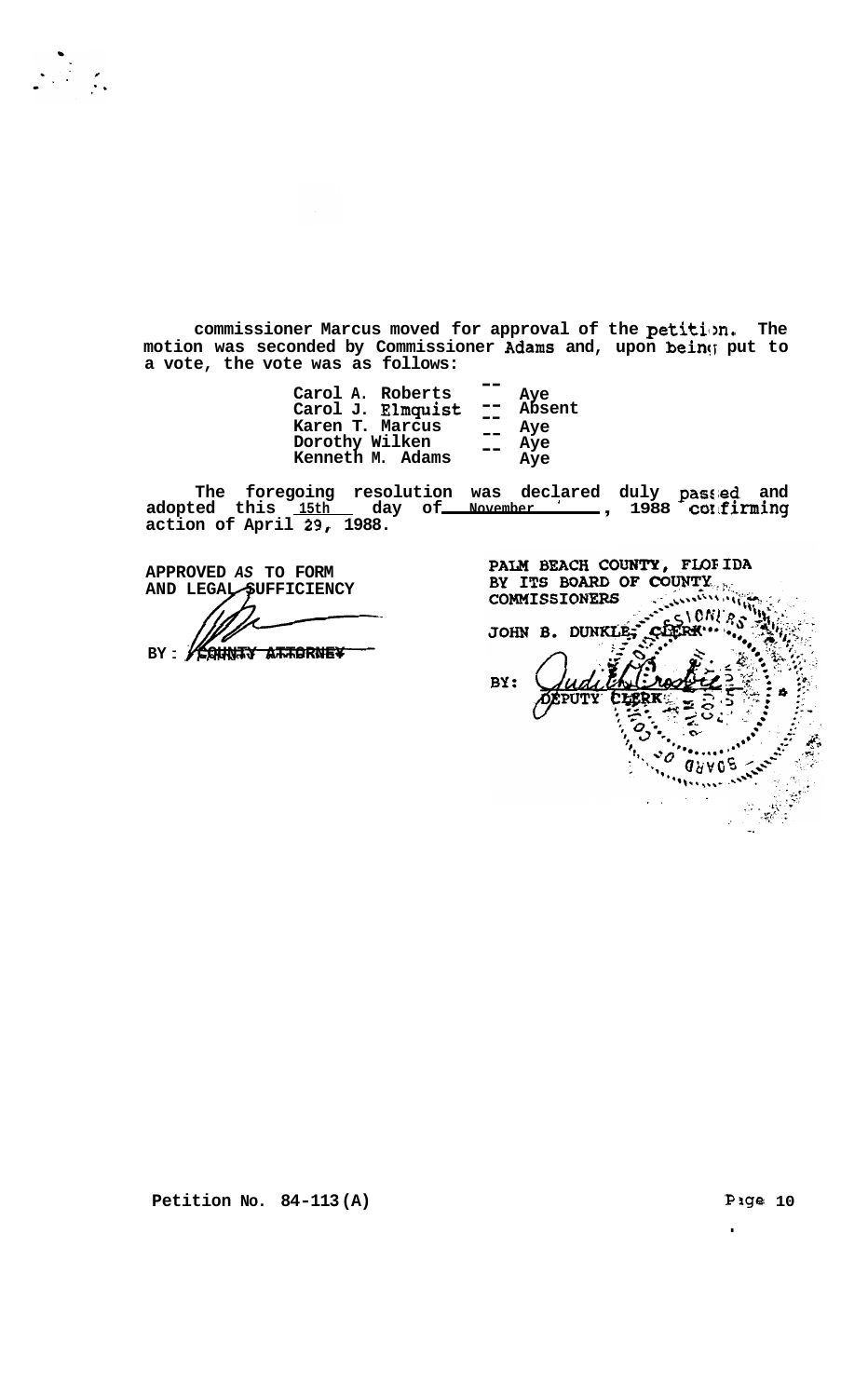commissioner Marcus moved for approval of the petition. The motion was seconded by Commissioner Adams and, upon being put to a vote, the vote was as follows:

| | | |
|---|---|---|
| Carol A. Roberts | -- | Aye |
| Carol J. Elmquist | -- | Absent |
| Karen T. Marcus | -- | Aye |
| Dorothy Wilken | -- | Aye |
| Kenneth M. Adams | -- | Aye |

The foregoing resolution was declared duly passed and adopted this 15th day of November, 1988 confirming action of April 29, 1988.

APPROVED *AS* TO FORM
AND LEGAL SUFFICIENCY

BY: COUNTY ATTORNEY

PALM BEACH COUNTY, FLORIDA
BY ITS BOARD OF COUNTY
COMMISSIONERS

JOHN B. DUNKLE, CLERK

BY: DEPUTY CLERK

Petition No. 84-113(A)